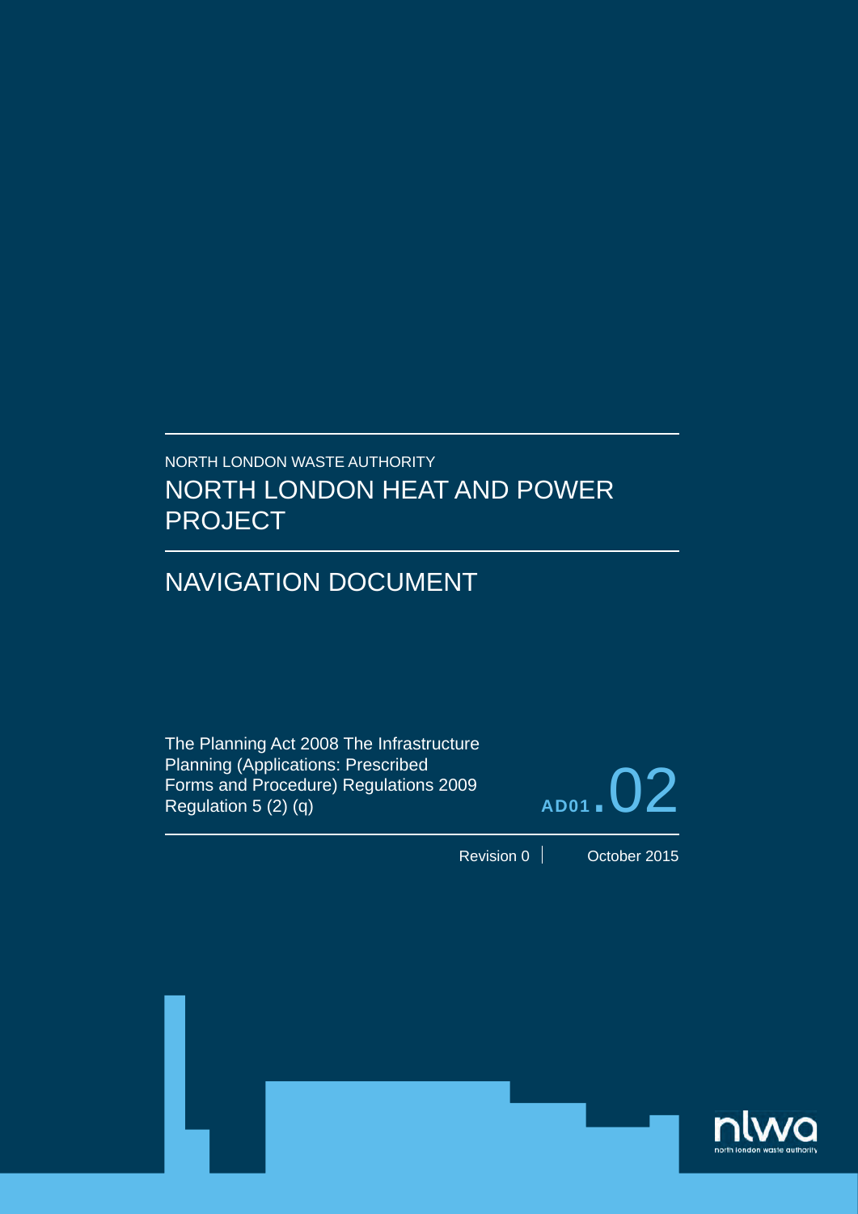NORTH LONDON WASTE AUTHORITY

# NORTH LONDON HEAT AND POWER PROJECT

## NAVIGATION DOCUMENT

The Planning Act 2008 The Infrastructure Planning (Applications: Prescribed Forms and Procedure) Regulations 2009 Regulation 5 (2) (q)

AD01.02

Revision 0 | October 2015

nlwa
north london waste authority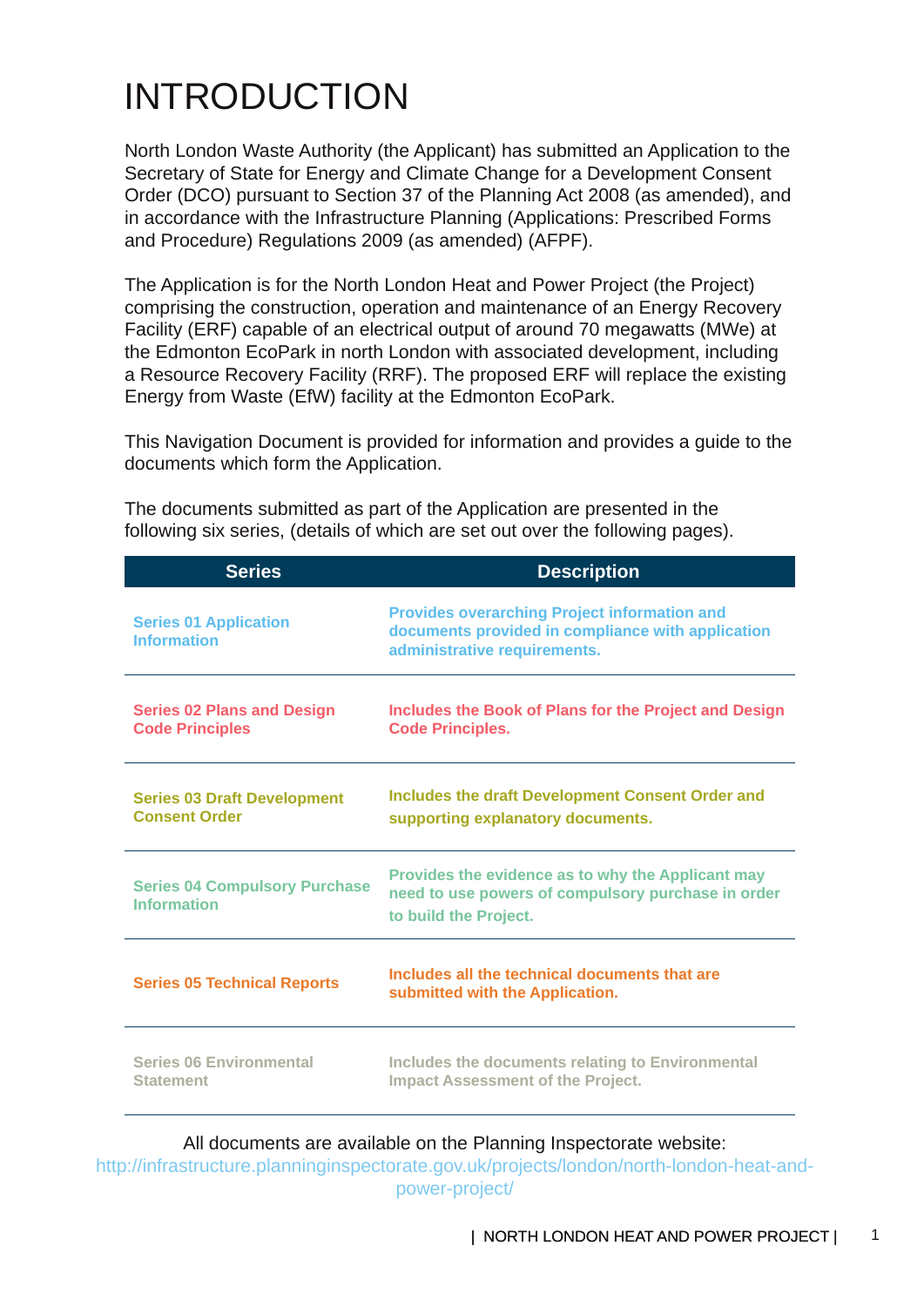# INTRODUCTION

North London Waste Authority (the Applicant) has submitted an Application to the Secretary of State for Energy and Climate Change for a Development Consent Order (DCO) pursuant to Section 37 of the Planning Act 2008 (as amended), and in accordance with the Infrastructure Planning (Applications: Prescribed Forms and Procedure) Regulations 2009 (as amended) (AFPF).

The Application is for the North London Heat and Power Project (the Project) comprising the construction, operation and maintenance of an Energy Recovery Facility (ERF) capable of an electrical output of around 70 megawatts (MWe) at the Edmonton EcoPark in north London with associated development, including a Resource Recovery Facility (RRF). The proposed ERF will replace the existing Energy from Waste (EfW) facility at the Edmonton EcoPark.

This Navigation Document is provided for information and provides a guide to the documents which form the Application.

The documents submitted as part of the Application are presented in the following six series, (details of which are set out over the following pages).

| Series | Description |
|---|---|
| **Series 01 Application Information** | **Provides overarching Project information and documents provided in compliance with application administrative requirements.** |
| **Series 02 Plans and Design Code Principles** | **Includes the Book of Plans for the Project and Design Code Principles.** |
| **Series 03 Draft Development Consent Order** | **Includes the draft Development Consent Order and supporting explanatory documents.** |
| **Series 04 Compulsory Purchase Information** | **Provides the evidence as to why the Applicant may need to use powers of compulsory purchase in order to build the Project.** |
| **Series 05 Technical Reports** | **Includes all the technical documents that are submitted with the Application.** |
| **Series 06 Environmental Statement** | **Includes the documents relating to Environmental Impact Assessment of the Project.** |

All documents are available on the Planning Inspectorate website:
http://infrastructure.planninginspectorate.gov.uk/projects/london/north-london-heat-and-power-project/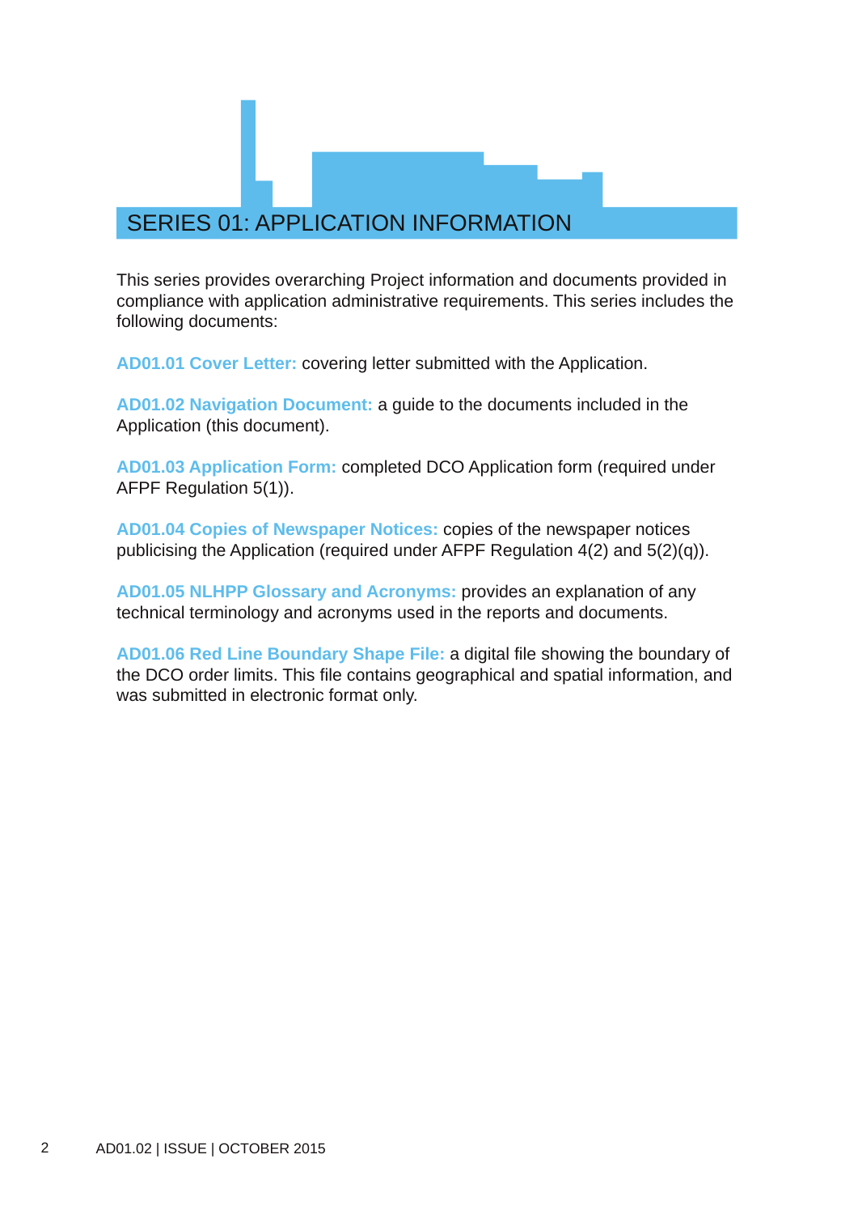# SERIES 01: APPLICATION INFORMATION

This series provides overarching Project information and documents provided in compliance with application administrative requirements. This series includes the following documents:

**AD01.01 Cover Letter:** covering letter submitted with the Application.

**AD01.02 Navigation Document:** a guide to the documents included in the Application (this document).

**AD01.03 Application Form:** completed DCO Application form (required under AFPF Regulation 5(1)).

**AD01.04 Copies of Newspaper Notices:** copies of the newspaper notices publicising the Application (required under AFPF Regulation 4(2) and 5(2)(q)).

**AD01.05 NLHPP Glossary and Acronyms:** provides an explanation of any technical terminology and acronyms used in the reports and documents.

**AD01.06 Red Line Boundary Shape File:** a digital file showing the boundary of the DCO order limits. This file contains geographical and spatial information, and was submitted in electronic format only.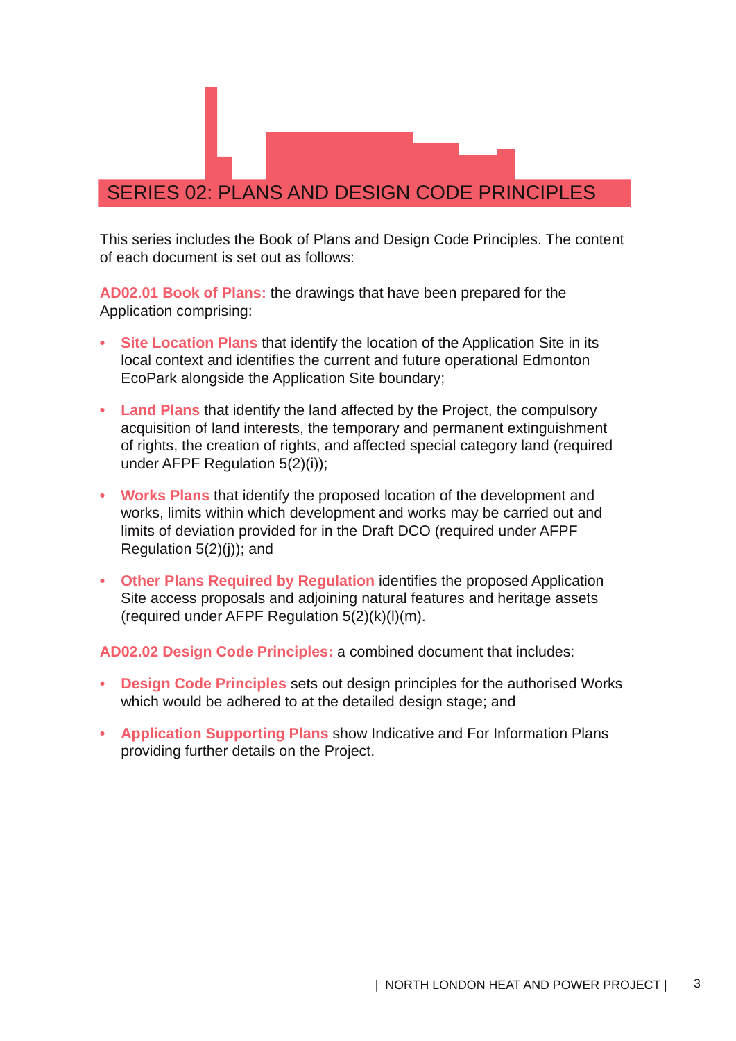# SERIES 02: PLANS AND DESIGN CODE PRINCIPLES

This series includes the Book of Plans and Design Code Principles. The content of each document is set out as follows:

**AD02.01 Book of Plans:** the drawings that have been prepared for the Application comprising:

- **Site Location Plans** that identify the location of the Application Site in its local context and identifies the current and future operational Edmonton EcoPark alongside the Application Site boundary;
- **Land Plans** that identify the land affected by the Project, the compulsory acquisition of land interests, the temporary and permanent extinguishment of rights, the creation of rights, and affected special category land (required under AFPF Regulation 5(2)(i));
- **Works Plans** that identify the proposed location of the development and works, limits within which development and works may be carried out and limits of deviation provided for in the Draft DCO (required under AFPF Regulation 5(2)(j)); and
- **Other Plans Required by Regulation** identifies the proposed Application Site access proposals and adjoining natural features and heritage assets (required under AFPF Regulation 5(2)(k)(l)(m).

**AD02.02 Design Code Principles:** a combined document that includes:

- **Design Code Principles** sets out design principles for the authorised Works which would be adhered to at the detailed design stage; and
- **Application Supporting Plans** show Indicative and For Information Plans providing further details on the Project.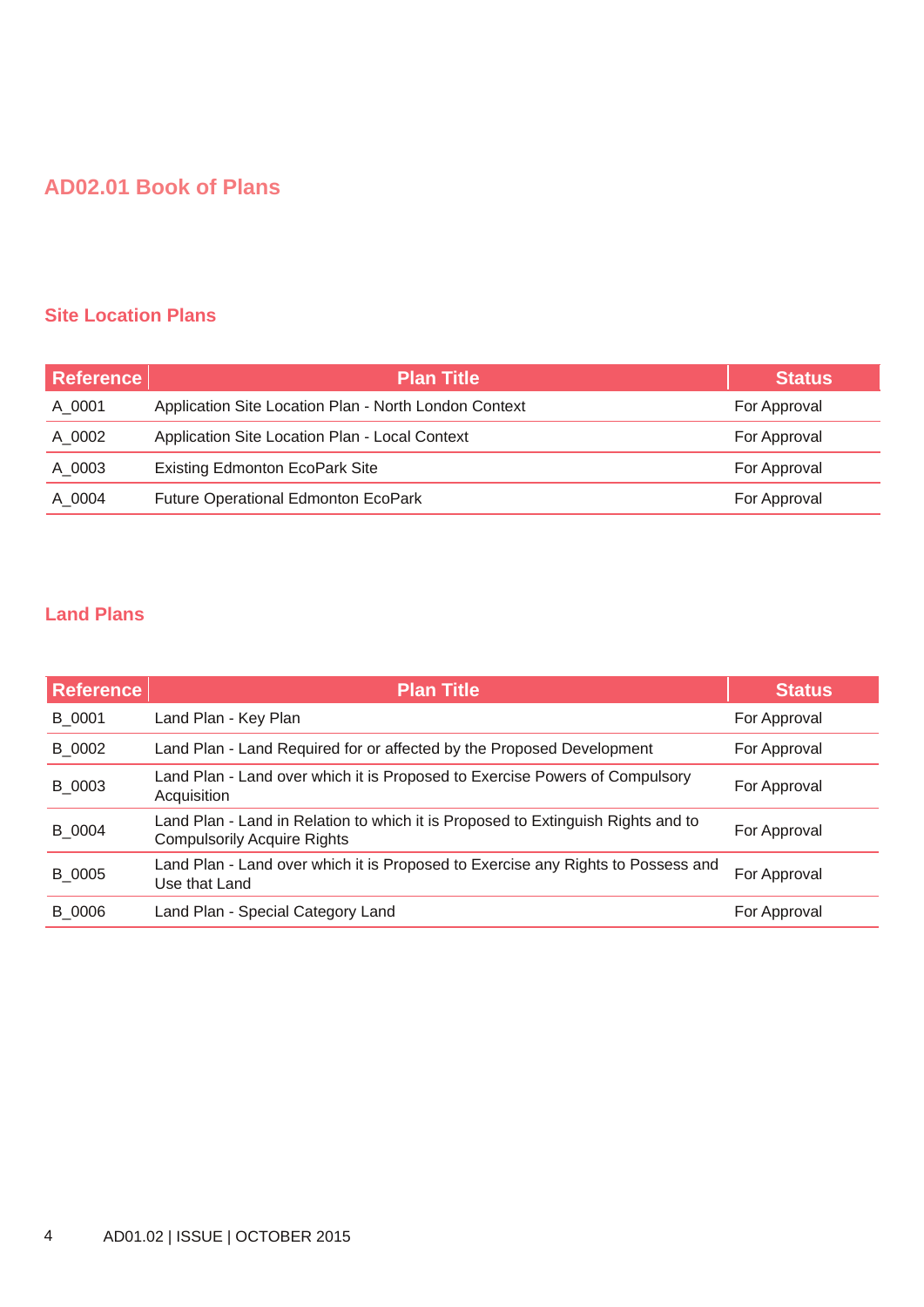# AD02.01 Book of Plans

## Site Location Plans

| Reference | Plan Title | Status |
|---|---|---|
| A_0001 | Application Site Location Plan - North London Context | For Approval |
| A_0002 | Application Site Location Plan - Local Context | For Approval |
| A_0003 | Existing Edmonton EcoPark Site | For Approval |
| A_0004 | Future Operational Edmonton EcoPark | For Approval |

## Land Plans

| Reference | Plan Title | Status |
|---|---|---|
| B_0001 | Land Plan - Key Plan | For Approval |
| B_0002 | Land Plan - Land Required for or affected by the Proposed Development | For Approval |
| B_0003 | Land Plan - Land over which it is Proposed to Exercise Powers of Compulsory Acquisition | For Approval |
| B_0004 | Land Plan - Land in Relation to which it is Proposed to Extinguish Rights and to Compulsorily Acquire Rights | For Approval |
| B_0005 | Land Plan - Land over which it is Proposed to Exercise any Rights to Possess and Use that Land | For Approval |
| B_0006 | Land Plan - Special Category Land | For Approval |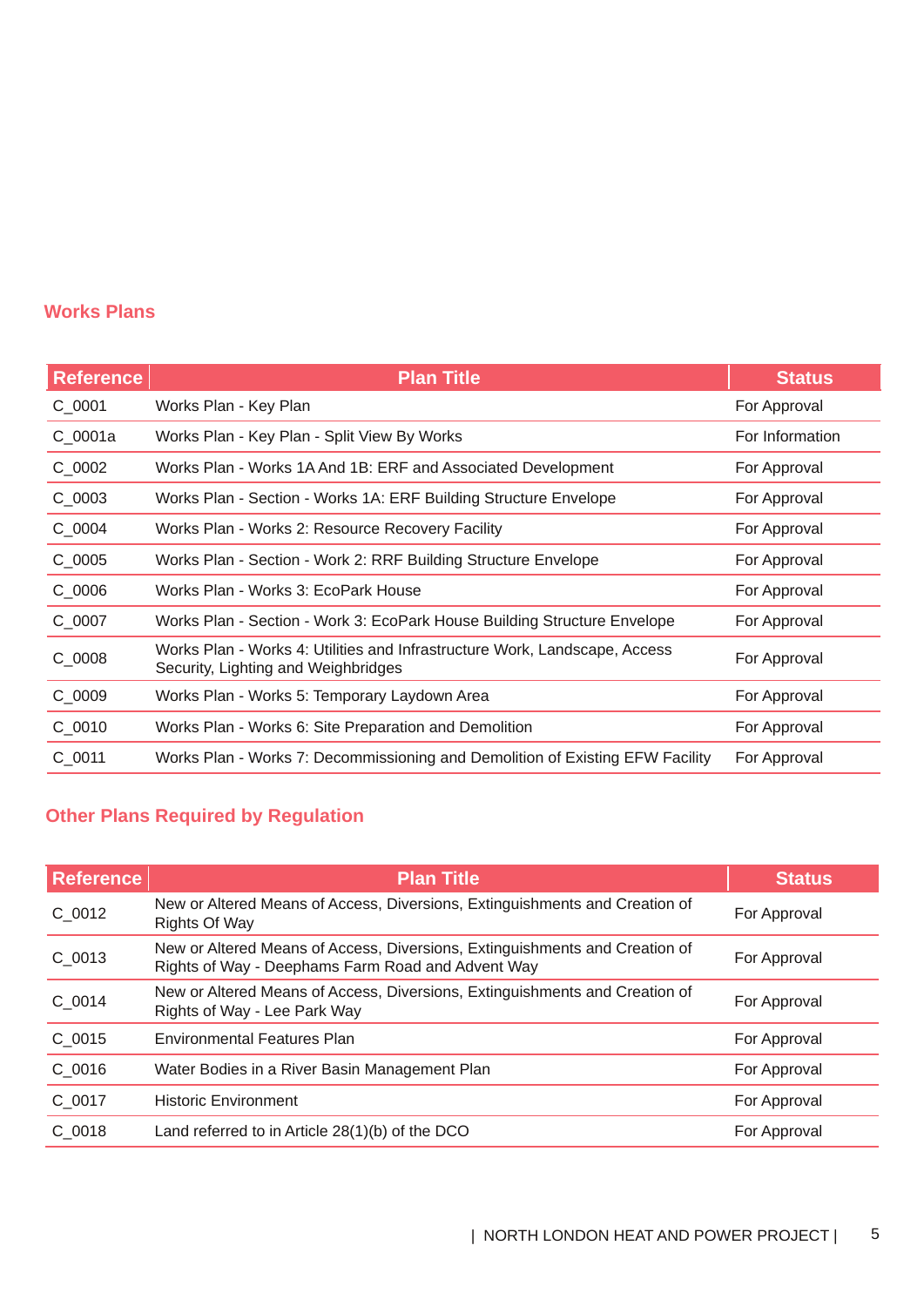## Works Plans

| Reference | Plan Title | Status |
|---|---|---|
| C_0001 | Works Plan - Key Plan | For Approval |
| C_0001a | Works Plan - Key Plan - Split View By Works | For Information |
| C_0002 | Works Plan - Works 1A And 1B: ERF and Associated Development | For Approval |
| C_0003 | Works Plan - Section - Works 1A: ERF Building Structure Envelope | For Approval |
| C_0004 | Works Plan - Works 2: Resource Recovery Facility | For Approval |
| C_0005 | Works Plan - Section - Work 2: RRF Building Structure Envelope | For Approval |
| C_0006 | Works Plan - Works 3: EcoPark House | For Approval |
| C_0007 | Works Plan - Section - Work 3: EcoPark House Building Structure Envelope | For Approval |
| C_0008 | Works Plan - Works 4: Utilities and Infrastructure Work, Landscape, Access Security, Lighting and Weighbridges | For Approval |
| C_0009 | Works Plan - Works 5: Temporary Laydown Area | For Approval |
| C_0010 | Works Plan - Works 6: Site Preparation and Demolition | For Approval |
| C_0011 | Works Plan - Works 7: Decommissioning and Demolition of Existing EFW Facility | For Approval |

## Other Plans Required by Regulation

| Reference | Plan Title | Status |
|---|---|---|
| C_0012 | New or Altered Means of Access, Diversions, Extinguishments and Creation of Rights Of Way | For Approval |
| C_0013 | New or Altered Means of Access, Diversions, Extinguishments and Creation of Rights of Way - Deephams Farm Road and Advent Way | For Approval |
| C_0014 | New or Altered Means of Access, Diversions, Extinguishments and Creation of Rights of Way - Lee Park Way | For Approval |
| C_0015 | Environmental Features Plan | For Approval |
| C_0016 | Water Bodies in a River Basin Management Plan | For Approval |
| C_0017 | Historic Environment | For Approval |
| C_0018 | Land referred to in Article 28(1)(b) of the DCO | For Approval |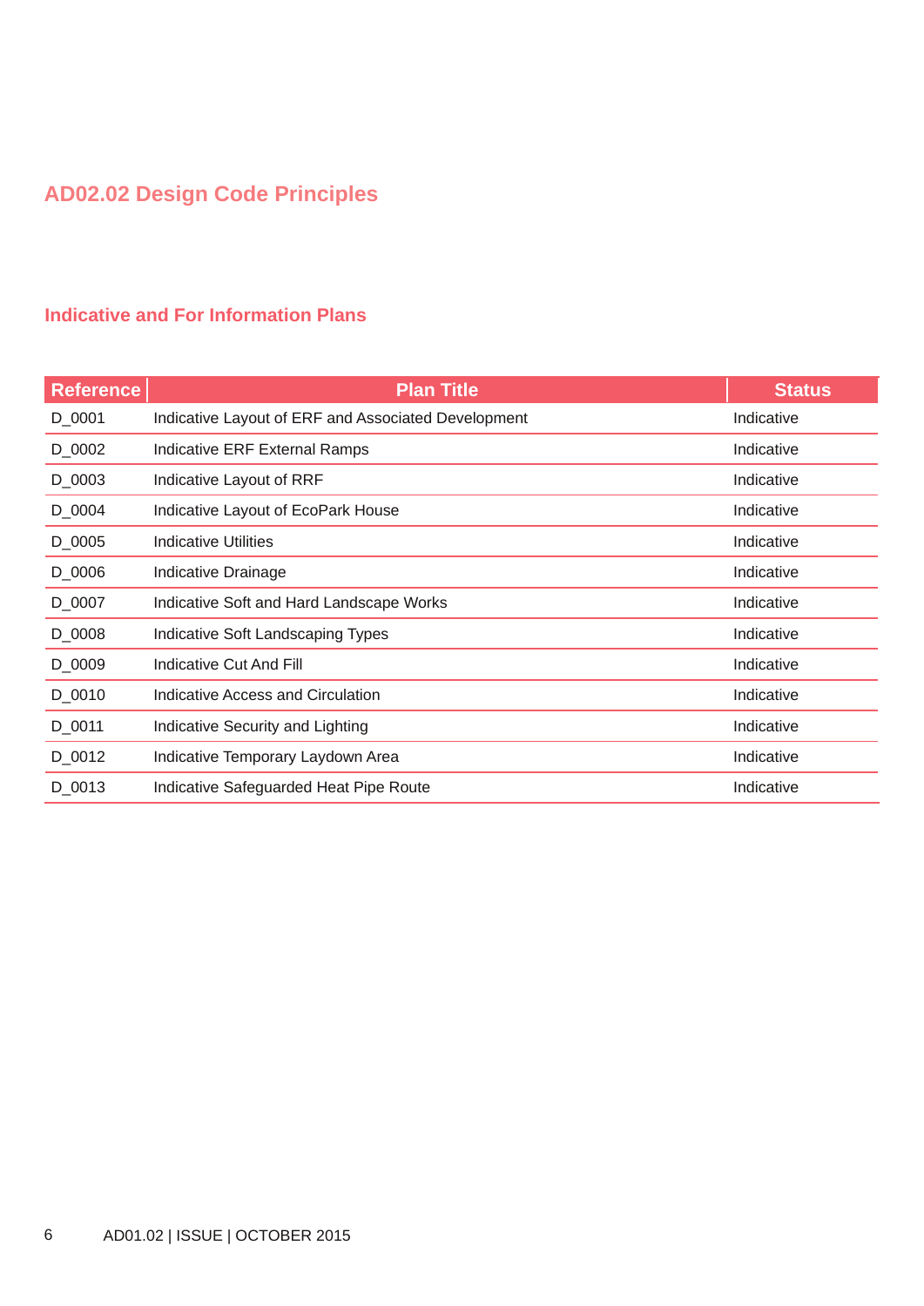## AD02.02 Design Code Principles

### Indicative and For Information Plans

| Reference | Plan Title | Status |
|---|---|---|
| D_0001 | Indicative Layout of ERF and Associated Development | Indicative |
| D_0002 | Indicative ERF External Ramps | Indicative |
| D_0003 | Indicative Layout of RRF | Indicative |
| D_0004 | Indicative Layout of EcoPark House | Indicative |
| D_0005 | Indicative Utilities | Indicative |
| D_0006 | Indicative Drainage | Indicative |
| D_0007 | Indicative Soft and Hard Landscape Works | Indicative |
| D_0008 | Indicative Soft Landscaping Types | Indicative |
| D_0009 | Indicative Cut And Fill | Indicative |
| D_0010 | Indicative Access and Circulation | Indicative |
| D_0011 | Indicative Security and Lighting | Indicative |
| D_0012 | Indicative Temporary Laydown Area | Indicative |
| D_0013 | Indicative Safeguarded Heat Pipe Route | Indicative |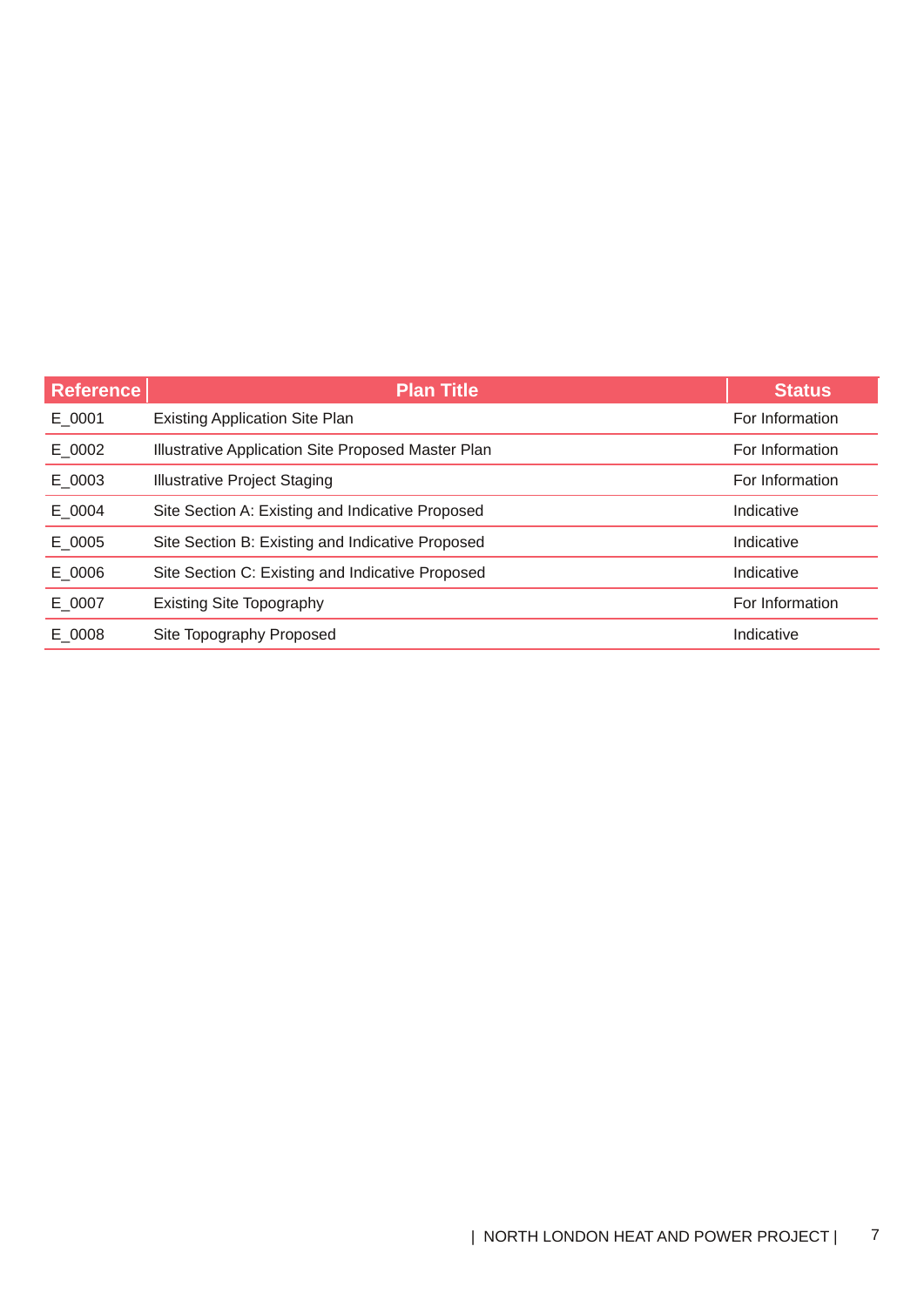| Reference | Plan Title | Status |
|---|---|---|
| E_0001 | Existing Application Site Plan | For Information |
| E_0002 | Illustrative Application Site Proposed Master Plan | For Information |
| E_0003 | Illustrative Project Staging | For Information |
| E_0004 | Site Section A: Existing and Indicative Proposed | Indicative |
| E_0005 | Site Section B: Existing and Indicative Proposed | Indicative |
| E_0006 | Site Section C: Existing and Indicative Proposed | Indicative |
| E_0007 | Existing Site Topography | For Information |
| E_0008 | Site Topography Proposed | Indicative |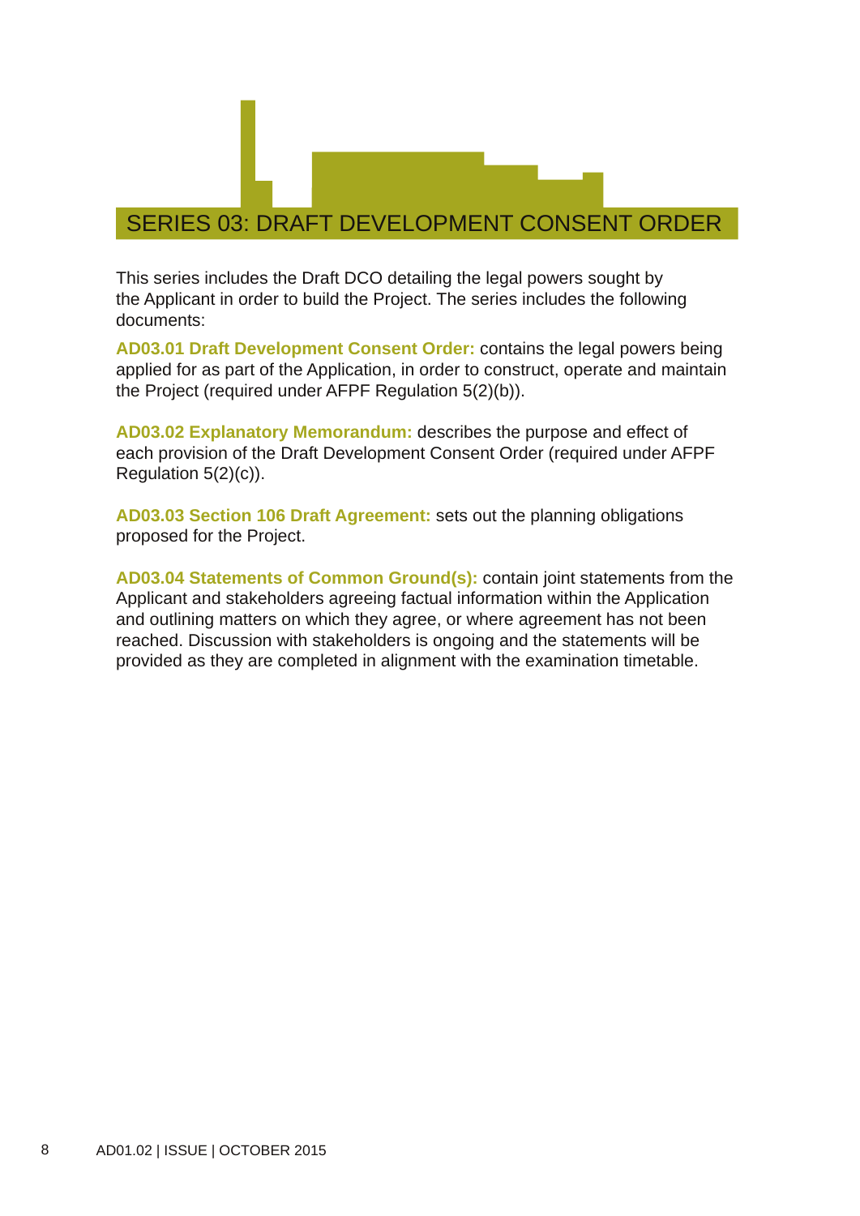# SERIES 03: DRAFT DEVELOPMENT CONSENT ORDER

This series includes the Draft DCO detailing the legal powers sought by the Applicant in order to build the Project. The series includes the following documents:

**AD03.01 Draft Development Consent Order:** contains the legal powers being applied for as part of the Application, in order to construct, operate and maintain the Project (required under AFPF Regulation 5(2)(b)).

**AD03.02 Explanatory Memorandum:** describes the purpose and effect of each provision of the Draft Development Consent Order (required under AFPF Regulation 5(2)(c)).

**AD03.03 Section 106 Draft Agreement:** sets out the planning obligations proposed for the Project.

**AD03.04 Statements of Common Ground(s):** contain joint statements from the Applicant and stakeholders agreeing factual information within the Application and outlining matters on which they agree, or where agreement has not been reached. Discussion with stakeholders is ongoing and the statements will be provided as they are completed in alignment with the examination timetable.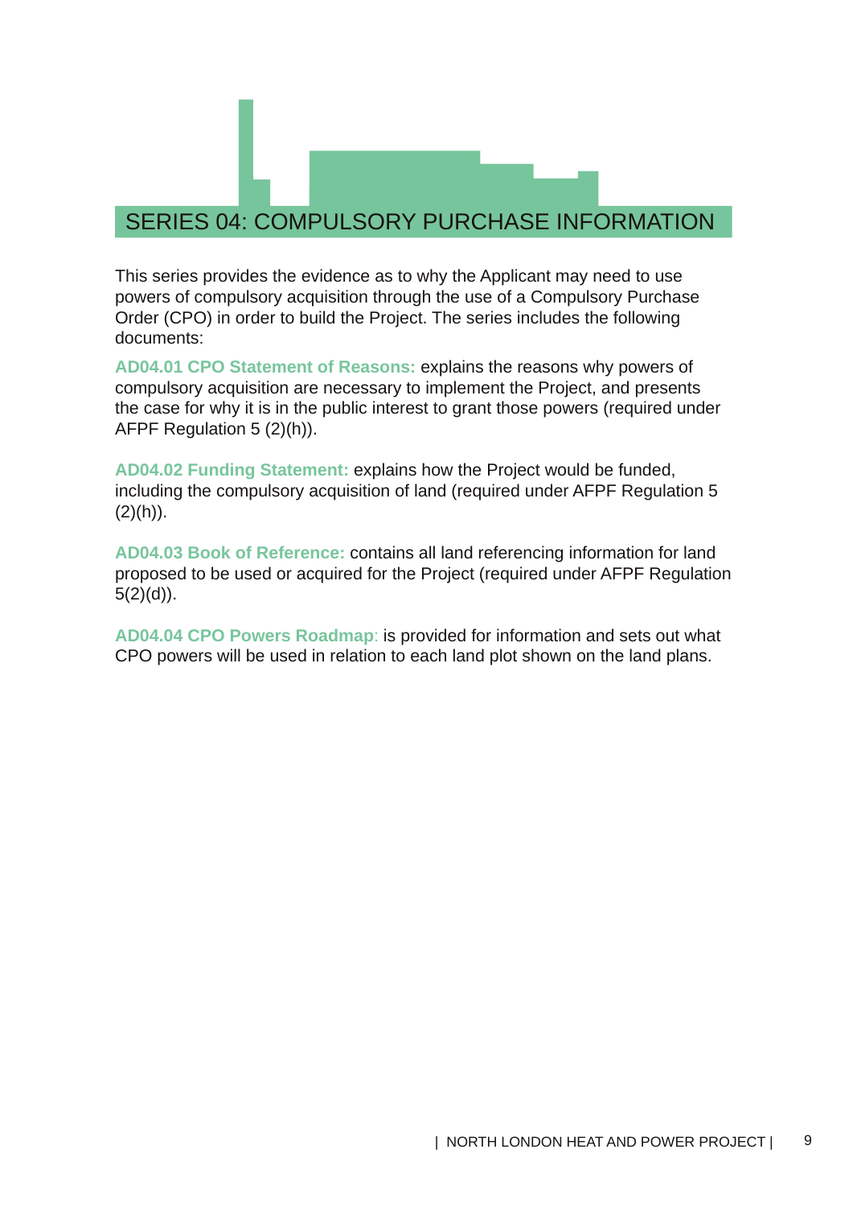# SERIES 04: COMPULSORY PURCHASE INFORMATION

This series provides the evidence as to why the Applicant may need to use powers of compulsory acquisition through the use of a Compulsory Purchase Order (CPO) in order to build the Project. The series includes the following documents:

**AD04.01 CPO Statement of Reasons:** explains the reasons why powers of compulsory acquisition are necessary to implement the Project, and presents the case for why it is in the public interest to grant those powers (required under AFPF Regulation 5 (2)(h)).

**AD04.02 Funding Statement:** explains how the Project would be funded, including the compulsory acquisition of land (required under AFPF Regulation 5 (2)(h)).

**AD04.03 Book of Reference:** contains all land referencing information for land proposed to be used or acquired for the Project (required under AFPF Regulation 5(2)(d)).

**AD04.04 CPO Powers Roadmap**: is provided for information and sets out what CPO powers will be used in relation to each land plot shown on the land plans.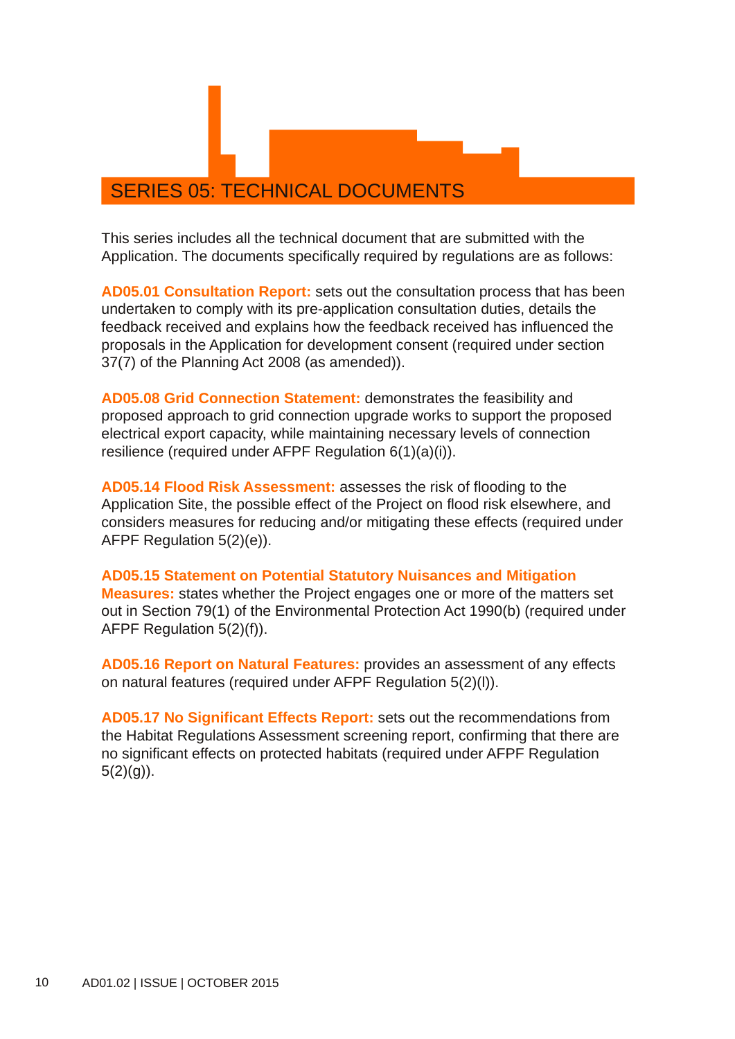# SERIES 05: TECHNICAL DOCUMENTS

This series includes all the technical document that are submitted with the Application. The documents specifically required by regulations are as follows:

**AD05.01 Consultation Report:** sets out the consultation process that has been undertaken to comply with its pre-application consultation duties, details the feedback received and explains how the feedback received has influenced the proposals in the Application for development consent (required under section 37(7) of the Planning Act 2008 (as amended)).

**AD05.08 Grid Connection Statement:** demonstrates the feasibility and proposed approach to grid connection upgrade works to support the proposed electrical export capacity, while maintaining necessary levels of connection resilience (required under AFPF Regulation 6(1)(a)(i)).

**AD05.14 Flood Risk Assessment:** assesses the risk of flooding to the Application Site, the possible effect of the Project on flood risk elsewhere, and considers measures for reducing and/or mitigating these effects (required under AFPF Regulation 5(2)(e)).

**AD05.15 Statement on Potential Statutory Nuisances and Mitigation Measures:** states whether the Project engages one or more of the matters set out in Section 79(1) of the Environmental Protection Act 1990(b) (required under AFPF Regulation 5(2)(f)).

**AD05.16 Report on Natural Features:** provides an assessment of any effects on natural features (required under AFPF Regulation 5(2)(l)).

**AD05.17 No Significant Effects Report:** sets out the recommendations from the Habitat Regulations Assessment screening report, confirming that there are no significant effects on protected habitats (required under AFPF Regulation 5(2)(g)).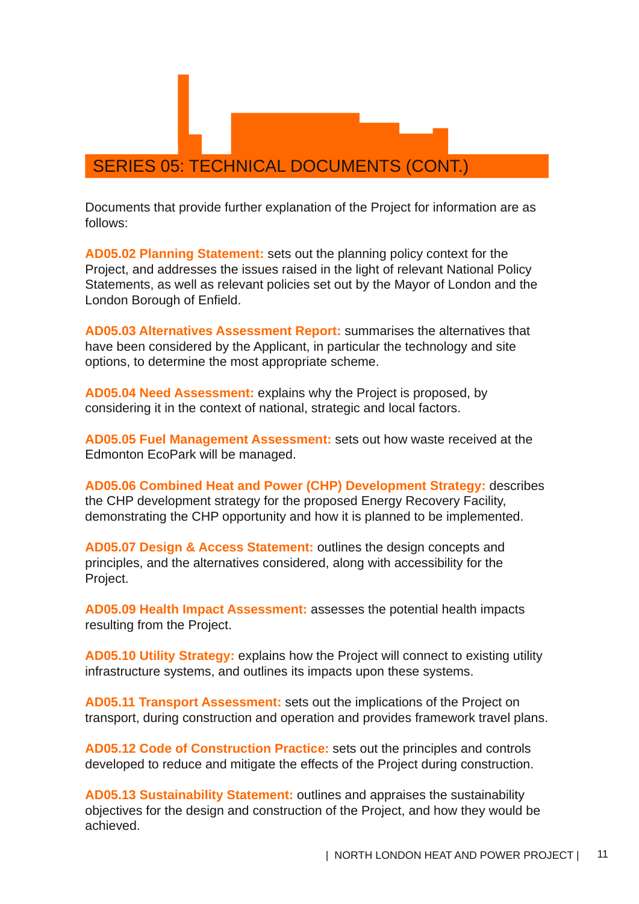## SERIES 05: TECHNICAL DOCUMENTS (CONT.)

Documents that provide further explanation of the Project for information are as follows:

**AD05.02 Planning Statement:** sets out the planning policy context for the Project, and addresses the issues raised in the light of relevant National Policy Statements, as well as relevant policies set out by the Mayor of London and the London Borough of Enfield.

**AD05.03 Alternatives Assessment Report:** summarises the alternatives that have been considered by the Applicant, in particular the technology and site options, to determine the most appropriate scheme.

**AD05.04 Need Assessment:** explains why the Project is proposed, by considering it in the context of national, strategic and local factors.

**AD05.05 Fuel Management Assessment:** sets out how waste received at the Edmonton EcoPark will be managed.

**AD05.06 Combined Heat and Power (CHP) Development Strategy:** describes the CHP development strategy for the proposed Energy Recovery Facility, demonstrating the CHP opportunity and how it is planned to be implemented.

**AD05.07 Design & Access Statement:** outlines the design concepts and principles, and the alternatives considered, along with accessibility for the Project.

**AD05.09 Health Impact Assessment:** assesses the potential health impacts resulting from the Project.

**AD05.10 Utility Strategy:** explains how the Project will connect to existing utility infrastructure systems, and outlines its impacts upon these systems.

**AD05.11 Transport Assessment:** sets out the implications of the Project on transport, during construction and operation and provides framework travel plans.

**AD05.12 Code of Construction Practice:** sets out the principles and controls developed to reduce and mitigate the effects of the Project during construction.

**AD05.13 Sustainability Statement:** outlines and appraises the sustainability objectives for the design and construction of the Project, and how they would be achieved.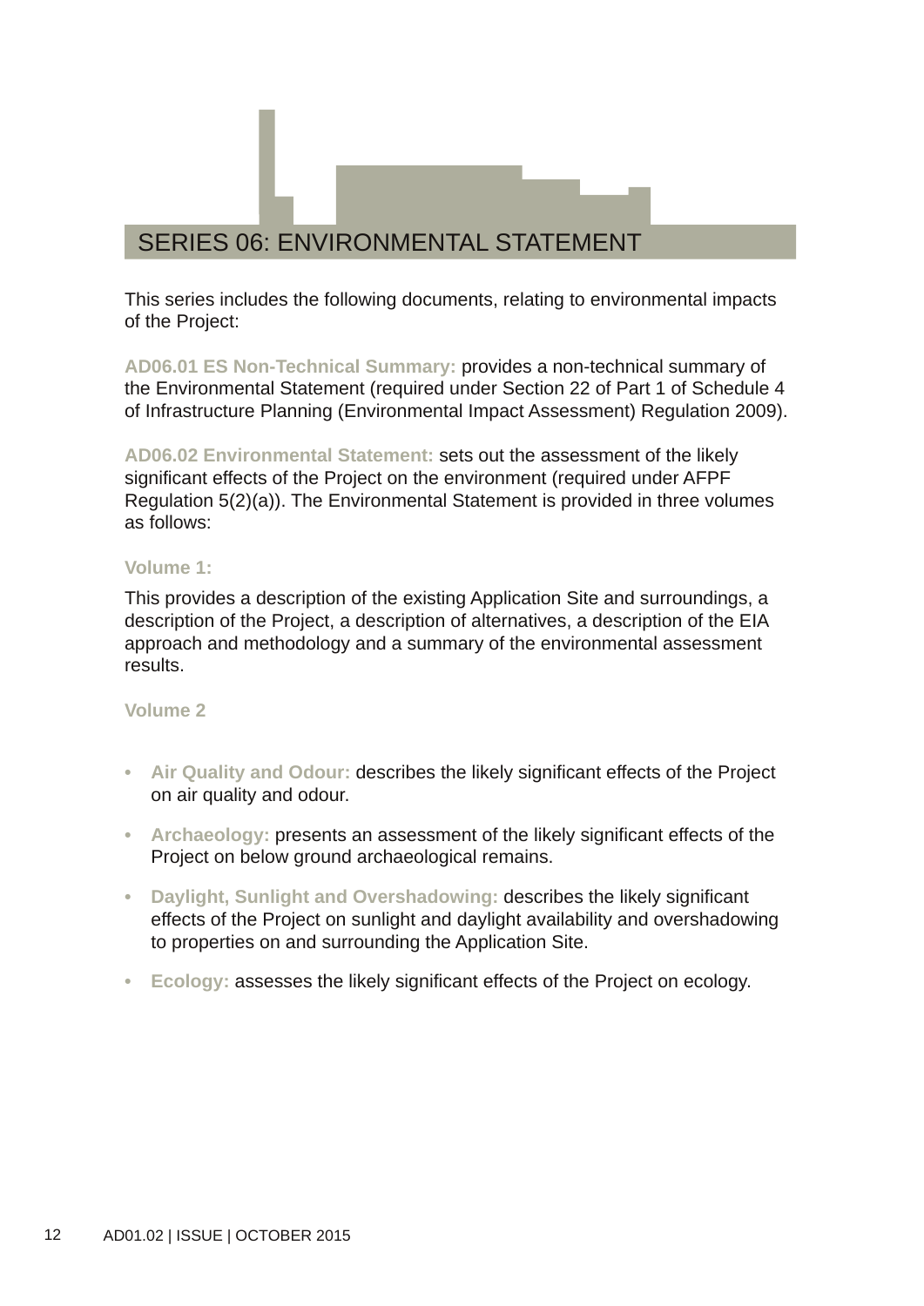# SERIES 06: ENVIRONMENTAL STATEMENT

This series includes the following documents, relating to environmental impacts of the Project:

**AD06.01 ES Non-Technical Summary:** provides a non-technical summary of the Environmental Statement (required under Section 22 of Part 1 of Schedule 4 of Infrastructure Planning (Environmental Impact Assessment) Regulation 2009).

**AD06.02 Environmental Statement:** sets out the assessment of the likely significant effects of the Project on the environment (required under AFPF Regulation 5(2)(a)). The Environmental Statement is provided in three volumes as follows:

**Volume 1:**

This provides a description of the existing Application Site and surroundings, a description of the Project, a description of alternatives, a description of the EIA approach and methodology and a summary of the environmental assessment results.

**Volume 2**

- **Air Quality and Odour:** describes the likely significant effects of the Project on air quality and odour.
- **Archaeology:** presents an assessment of the likely significant effects of the Project on below ground archaeological remains.
- **Daylight, Sunlight and Overshadowing:** describes the likely significant effects of the Project on sunlight and daylight availability and overshadowing to properties on and surrounding the Application Site.
- **Ecology:** assesses the likely significant effects of the Project on ecology.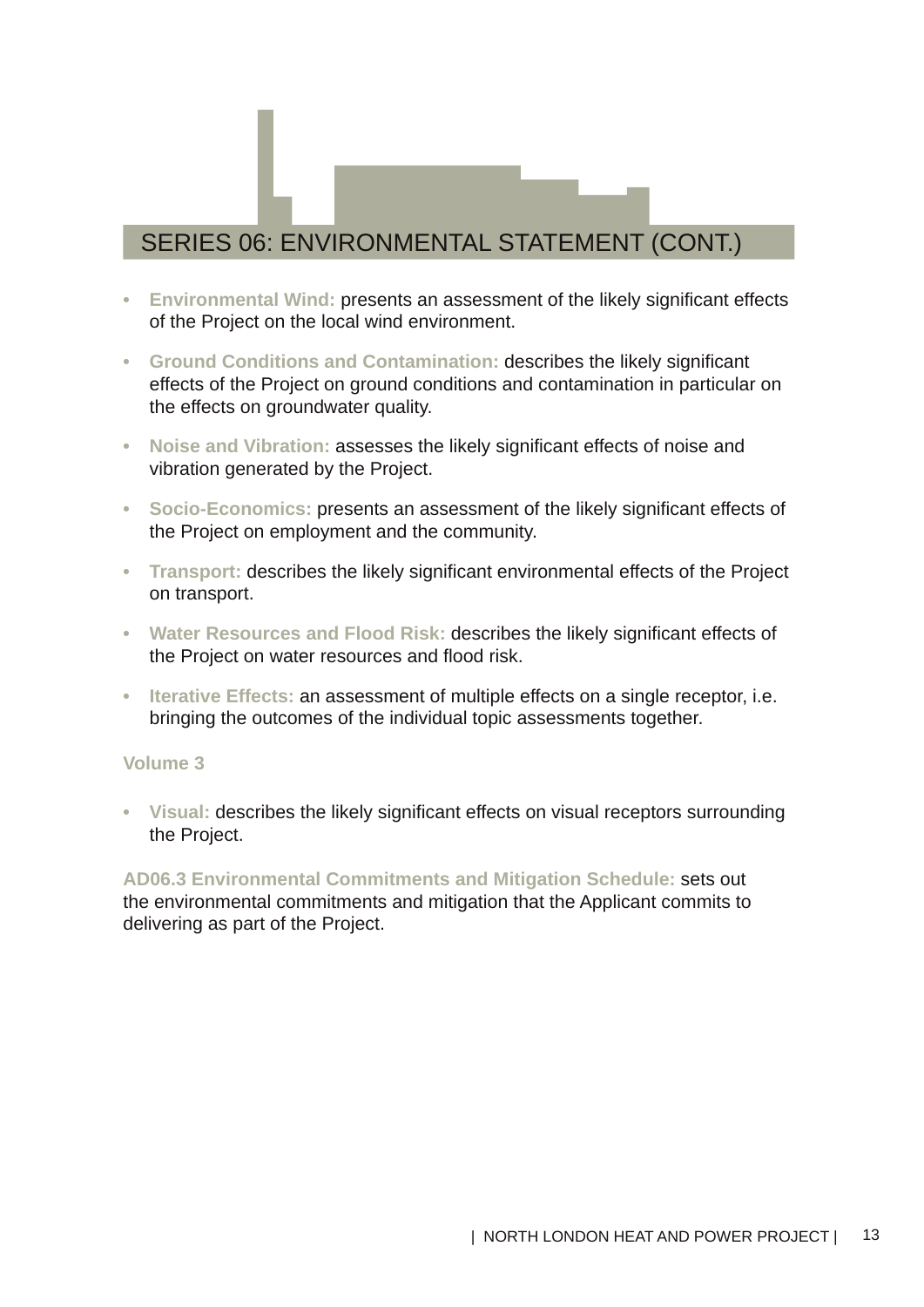# SERIES 06: ENVIRONMENTAL STATEMENT (CONT.)

- **Environmental Wind:** presents an assessment of the likely significant effects of the Project on the local wind environment.
- **Ground Conditions and Contamination:** describes the likely significant effects of the Project on ground conditions and contamination in particular on the effects on groundwater quality.
- **Noise and Vibration:** assesses the likely significant effects of noise and vibration generated by the Project.
- **Socio-Economics:** presents an assessment of the likely significant effects of the Project on employment and the community.
- **Transport:** describes the likely significant environmental effects of the Project on transport.
- **Water Resources and Flood Risk:** describes the likely significant effects of the Project on water resources and flood risk.
- **Iterative Effects:** an assessment of multiple effects on a single receptor, i.e. bringing the outcomes of the individual topic assessments together.

**Volume 3**

- **Visual:** describes the likely significant effects on visual receptors surrounding the Project.

**AD06.3 Environmental Commitments and Mitigation Schedule:** sets out the environmental commitments and mitigation that the Applicant commits to delivering as part of the Project.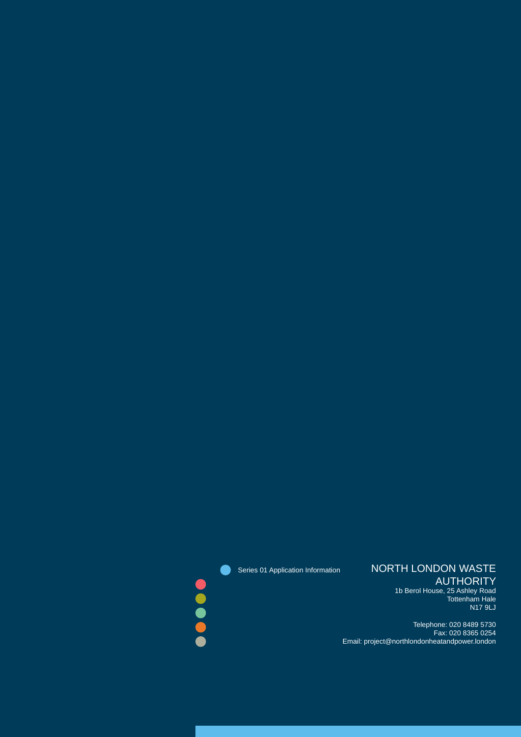Series 01 Application Information

NORTH LONDON WASTE AUTHORITY

1b Berol House, 25 Ashley Road
Tottenham Hale
N17 9LJ

Telephone: 020 8489 5730
Fax: 020 8365 0254
Email: project@northlondonheatandpower.london